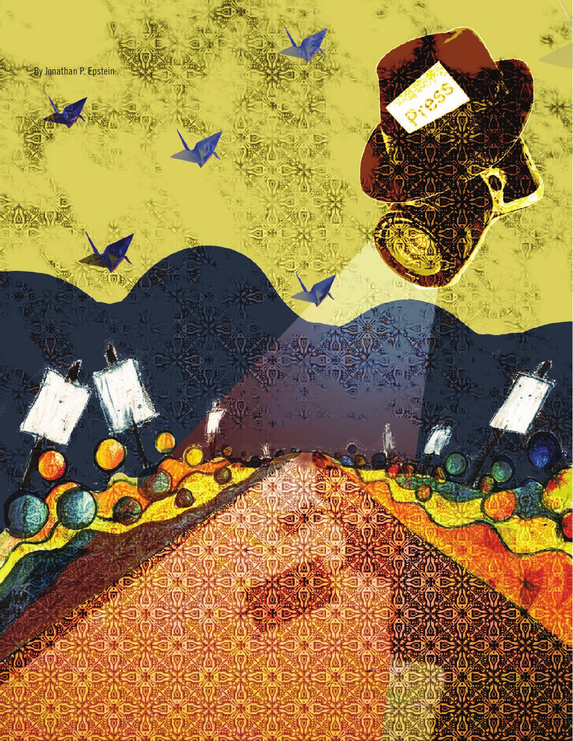By Jonathan P. Epstein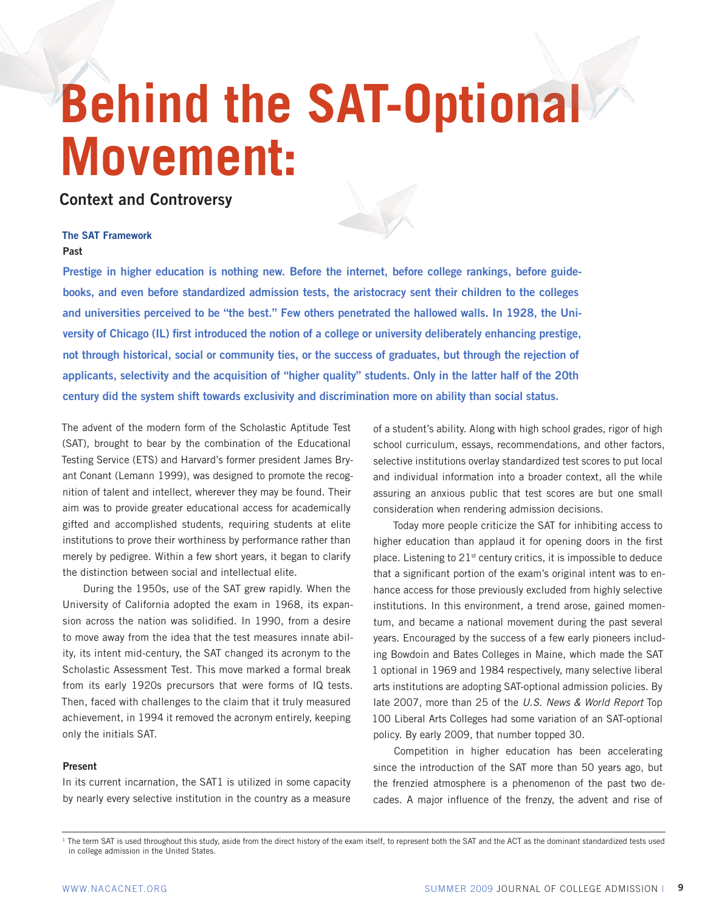# Behind the SAT-Optional Movement:

## Context and Controversy

### The SAT Framework

#### Past

**Prestige in higher education is nothing new. Before the internet, before college rankings, before guidebooks, and even before standardized admission tests, the aristocracy sent their children to the colleges and universities perceived to be "the best." Few others penetrated the hallowed walls. In 1928, the University of Chicago (IL) first introduced the notion of a college or university deliberately enhancing prestige, not through historical, social or community ties, or the success of graduates, but through the rejection of applicants, selectivity and the acquisition of "higher quality" students. Only in the latter half of the 20th century did the system shift towards exclusivity and discrimination more on ability than social status.**

The advent of the modern form of the Scholastic Aptitude Test (SAT), brought to bear by the combination of the Educational Testing Service (ETS) and Harvard's former president James Bryant Conant (Lemann 1999), was designed to promote the recognition of talent and intellect, wherever they may be found. Their aim was to provide greater educational access for academically gifted and accomplished students, requiring students at elite institutions to prove their worthiness by performance rather than merely by pedigree. Within a few short years, it began to clarify the distinction between social and intellectual elite.

During the 1950s, use of the SAT grew rapidly. When the University of California adopted the exam in 1968, its expansion across the nation was solidified. In 1990, from a desire to move away from the idea that the test measures innate ability, its intent mid-century, the SAT changed its acronym to the Scholastic Assessment Test. This move marked a formal break from its early 1920s precursors that were forms of IQ tests. Then, faced with challenges to the claim that it truly measured achievement, in 1994 it removed the acronym entirely, keeping only the initials SAT.

#### Present

In its current incarnation, the SAT1 is utilized in some capacity by nearly every selective institution in the country as a measure of a student's ability. Along with high school grades, rigor of high school curriculum, essays, recommendations, and other factors, selective institutions overlay standardized test scores to put local and individual information into a broader context, all the while assuring an anxious public that test scores are but one small consideration when rendering admission decisions.

Today more people criticize the SAT for inhibiting access to higher education than applaud it for opening doors in the first place. Listening to 21st century critics, it is impossible to deduce that a significant portion of the exam's original intent was to enhance access for those previously excluded from highly selective institutions. In this environment, a trend arose, gained momentum, and became a national movement during the past several years. Encouraged by the success of a few early pioneers including Bowdoin and Bates Colleges in Maine, which made the SAT[1] optional in 1969 and 1984 respectively, many selective liberal arts institutions are adopting SAT-optional admission policies. By late 2007, more than 25 of the *U.S. News & World Report* Top 100 Liberal Arts Colleges had some variation of an SAT-optional policy. By early 2009, that number topped 30.

Competition in higher education has been accelerating since the introduction of the SAT more than 50 years ago, but the frenzied atmosphere is a phenomenon of the past two decades. A major influence of the frenzy, the advent and rise of

[1] The term SAT is used throughout this study, aside from the direct history of the exam itself, to represent both the SAT and the ACT as the dominant standardized tests used in college admission in the United States.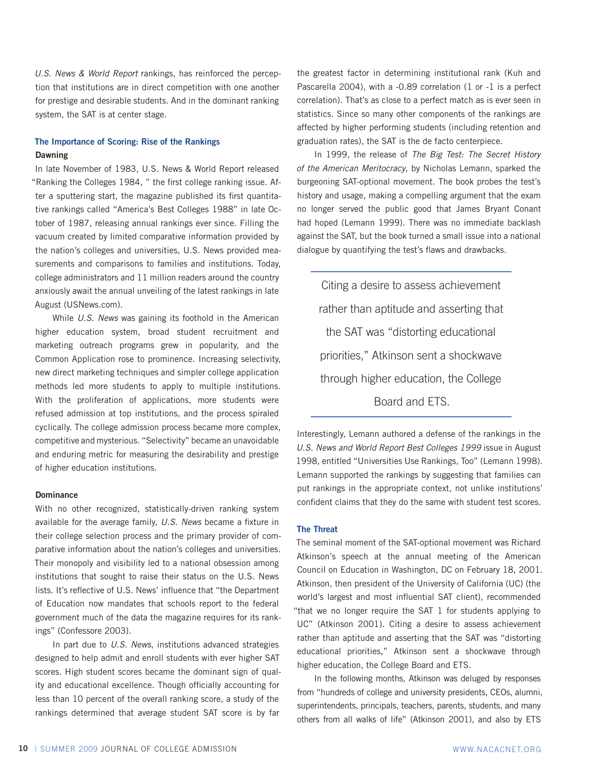*U.S. News & World Report* rankings, has reinforced the perception that institutions are in direct competition with one another for prestige and desirable students. And in the dominant ranking system, the SAT is at center stage.

## The Importance of Scoring: Rise of the Rankings

### Dawning

In late November of 1983, U.S. News & World Report released "Ranking the Colleges 1984, " the first college ranking issue. After a sputtering start, the magazine published its first quantitative rankings called "America's Best Colleges 1988" in late October of 1987, releasing annual rankings ever since. Filling the vacuum created by limited comparative information provided by the nation's colleges and universities, U.S. News provided measurements and comparisons to families and institutions. Today, college administrators and 11 million readers around the country anxiously await the annual unveiling of the latest rankings in late August (USNews.com).

While *U.S. News* was gaining its foothold in the American higher education system, broad student recruitment and marketing outreach programs grew in popularity, and the Common Application rose to prominence. Increasing selectivity, new direct marketing techniques and simpler college application methods led more students to apply to multiple institutions. With the proliferation of applications, more students were refused admission at top institutions, and the process spiraled cyclically. The college admission process became more complex, competitive and mysterious. "Selectivity" became an unavoidable and enduring metric for measuring the desirability and prestige of higher education institutions.

### Dominance

With no other recognized, statistically-driven ranking system available for the average family, *U.S. News* became a fixture in their college selection process and the primary provider of comparative information about the nation's colleges and universities. Their monopoly and visibility led to a national obsession among institutions that sought to raise their status on the U.S. News lists. It's reflective of U.S. News' influence that "the Department of Education now mandates that schools report to the federal government much of the data the magazine requires for its rankings" (Confessore 2003).

In part due to *U.S. News*, institutions advanced strategies designed to help admit and enroll students with ever higher SAT scores. High student scores became the dominant sign of quality and educational excellence. Though officially accounting for less than 10 percent of the overall ranking score, a study of the rankings determined that average student SAT score is by far the greatest factor in determining institutional rank (Kuh and Pascarella 2004), with a -0.89 correlation (1 or -1 is a perfect correlation). That's as close to a perfect match as is ever seen in statistics. Since so many other components of the rankings are affected by higher performing students (including retention and graduation rates), the SAT is the de facto centerpiece.

In 1999, the release of *The Big Test: The Secret History of the American Meritocracy*, by Nicholas Lemann, sparked the burgeoning SAT-optional movement. The book probes the test's history and usage, making a compelling argument that the exam no longer served the public good that James Bryant Conant had hoped (Lemann 1999). There was no immediate backlash against the SAT, but the book turned a small issue into a national dialogue by quantifying the test's flaws and drawbacks.

> Citing a desire to assess achievement rather than aptitude and asserting that the SAT was "distorting educational priorities," Atkinson sent a shockwave through higher education, the College Board and ETS.

Interestingly, Lemann authored a defense of the rankings in the *U.S. News and World Report Best Colleges 1999* issue in August 1998, entitled "Universities Use Rankings, Too" (Lemann 1998). Lemann supported the rankings by suggesting that families can put rankings in the appropriate context, not unlike institutions' confident claims that they do the same with student test scores.

## The Threat

The seminal moment of the SAT-optional movement was Richard Atkinson's speech at the annual meeting of the American Council on Education in Washington, DC on February 18, 2001. Atkinson, then president of the University of California (UC) (the world's largest and most influential SAT client), recommended "that we no longer require the SAT 1 for students applying to UC" (Atkinson 2001). Citing a desire to assess achievement rather than aptitude and asserting that the SAT was "distorting educational priorities," Atkinson sent a shockwave through higher education, the College Board and ETS.

In the following months, Atkinson was deluged by responses from "hundreds of college and university presidents, CEOs, alumni, superintendents, principals, teachers, parents, students, and many others from all walks of life" (Atkinson 2001), and also by ETS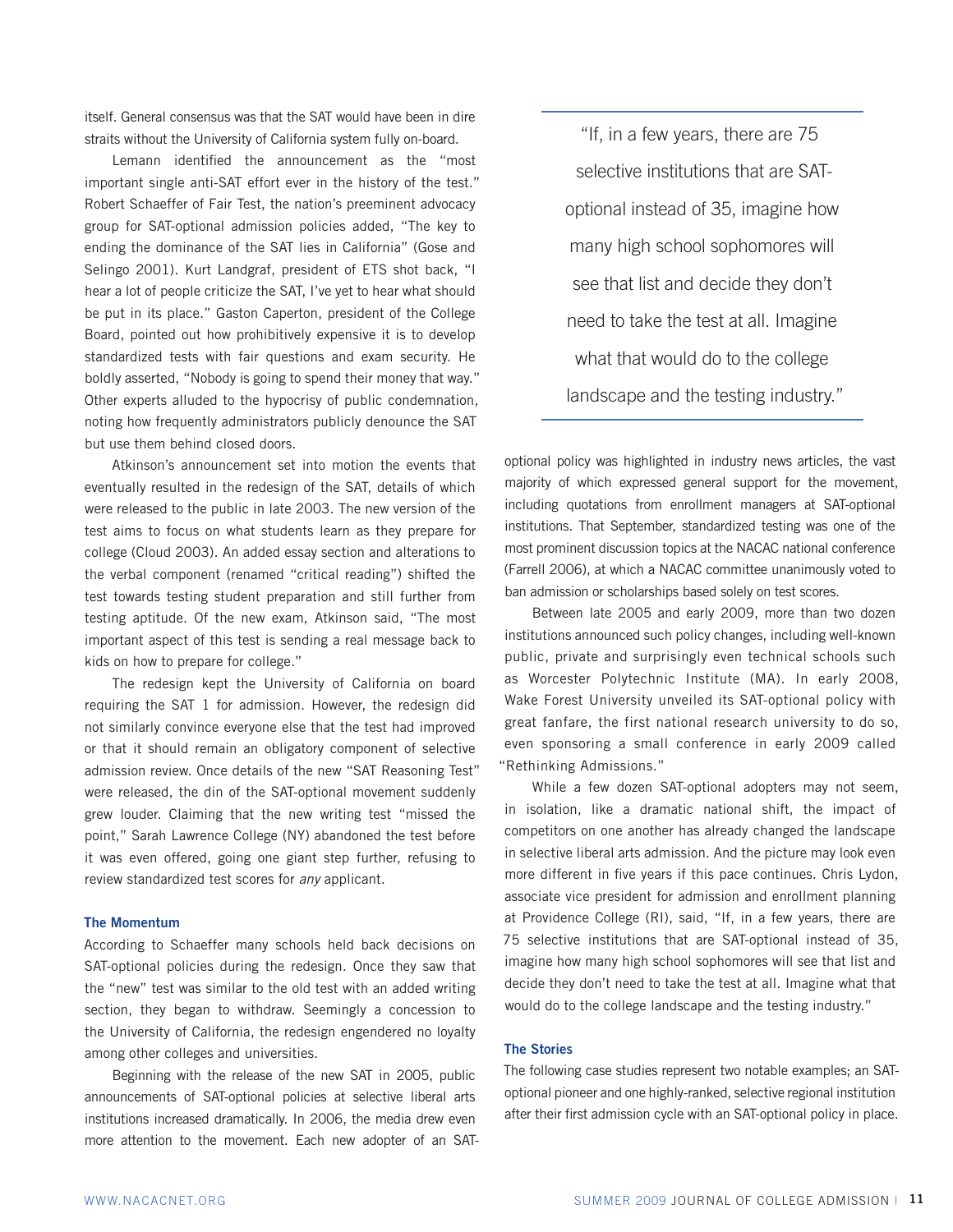itself. General consensus was that the SAT would have been in dire straits without the University of California system fully on-board.

Lemann identified the announcement as the "most important single anti-SAT effort ever in the history of the test." Robert Schaeffer of Fair Test, the nation's preeminent advocacy group for SAT-optional admission policies added, "The key to ending the dominance of the SAT lies in California" (Gose and Selingo 2001). Kurt Landgraf, president of ETS shot back, "I hear a lot of people criticize the SAT, I've yet to hear what should be put in its place." Gaston Caperton, president of the College Board, pointed out how prohibitively expensive it is to develop standardized tests with fair questions and exam security. He boldly asserted, "Nobody is going to spend their money that way." Other experts alluded to the hypocrisy of public condemnation, noting how frequently administrators publicly denounce the SAT but use them behind closed doors.

Atkinson's announcement set into motion the events that eventually resulted in the redesign of the SAT, details of which were released to the public in late 2003. The new version of the test aims to focus on what students learn as they prepare for college (Cloud 2003). An added essay section and alterations to the verbal component (renamed "critical reading") shifted the test towards testing student preparation and still further from testing aptitude. Of the new exam, Atkinson said, "The most important aspect of this test is sending a real message back to kids on how to prepare for college."

The redesign kept the University of California on board requiring the SAT 1 for admission. However, the redesign did not similarly convince everyone else that the test had improved or that it should remain an obligatory component of selective admission review. Once details of the new "SAT Reasoning Test" were released, the din of the SAT-optional movement suddenly grew louder. Claiming that the new writing test "missed the point," Sarah Lawrence College (NY) abandoned the test before it was even offered, going one giant step further, refusing to review standardized test scores for *any* applicant.

### The Momentum

According to Schaeffer many schools held back decisions on SAT-optional policies during the redesign. Once they saw that the "new" test was similar to the old test with an added writing section, they began to withdraw. Seemingly a concession to the University of California, the redesign engendered no loyalty among other colleges and universities.

Beginning with the release of the new SAT in 2005, public announcements of SAT-optional policies at selective liberal arts institutions increased dramatically. In 2006, the media drew even more attention to the movement. Each new adopter of an SAT-optional policy was highlighted in industry news articles, the vast majority of which expressed general support for the movement, including quotations from enrollment managers at SAT-optional institutions. That September, standardized testing was one of the most prominent discussion topics at the NACAC national conference (Farrell 2006), at which a NACAC committee unanimously voted to ban admission or scholarships based solely on test scores.

> "If, in a few years, there are 75 selective institutions that are SAT-optional instead of 35, imagine how many high school sophomores will see that list and decide they don't need to take the test at all. Imagine what that would do to the college landscape and the testing industry."

Between late 2005 and early 2009, more than two dozen institutions announced such policy changes, including well-known public, private and surprisingly even technical schools such as Worcester Polytechnic Institute (MA). In early 2008, Wake Forest University unveiled its SAT-optional policy with great fanfare, the first national research university to do so, even sponsoring a small conference in early 2009 called "Rethinking Admissions."

While a few dozen SAT-optional adopters may not seem, in isolation, like a dramatic national shift, the impact of competitors on one another has already changed the landscape in selective liberal arts admission. And the picture may look even more different in five years if this pace continues. Chris Lydon, associate vice president for admission and enrollment planning at Providence College (RI), said, "If, in a few years, there are 75 selective institutions that are SAT-optional instead of 35, imagine how many high school sophomores will see that list and decide they don't need to take the test at all. Imagine what that would do to the college landscape and the testing industry."

### The Stories

The following case studies represent two notable examples; an SAT-optional pioneer and one highly-ranked, selective regional institution after their first admission cycle with an SAT-optional policy in place.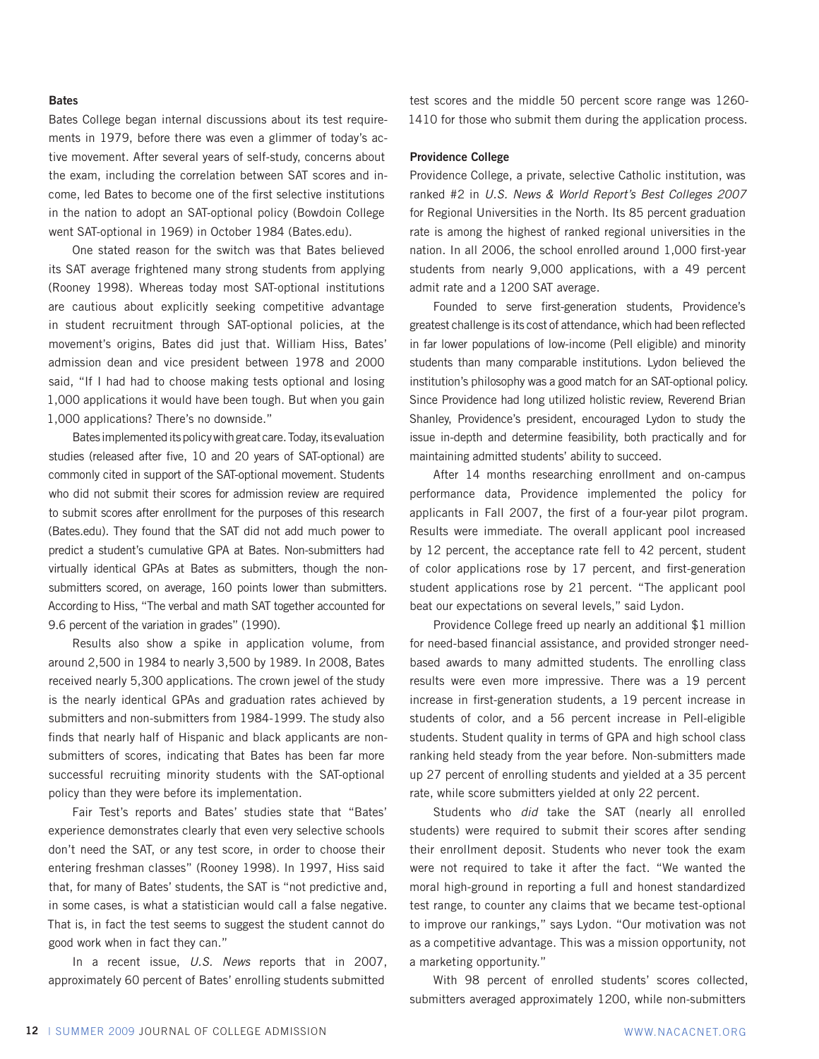### Bates

Bates College began internal discussions about its test requirements in 1979, before there was even a glimmer of today's active movement. After several years of self-study, concerns about the exam, including the correlation between SAT scores and income, led Bates to become one of the first selective institutions in the nation to adopt an SAT-optional policy (Bowdoin College went SAT-optional in 1969) in October 1984 (Bates.edu).

One stated reason for the switch was that Bates believed its SAT average frightened many strong students from applying (Rooney 1998). Whereas today most SAT-optional institutions are cautious about explicitly seeking competitive advantage in student recruitment through SAT-optional policies, at the movement's origins, Bates did just that. William Hiss, Bates' admission dean and vice president between 1978 and 2000 said, "If I had had to choose making tests optional and losing 1,000 applications it would have been tough. But when you gain 1,000 applications? There's no downside."

Bates implemented its policy with great care. Today, its evaluation studies (released after five, 10 and 20 years of SAT-optional) are commonly cited in support of the SAT-optional movement. Students who did not submit their scores for admission review are required to submit scores after enrollment for the purposes of this research (Bates.edu). They found that the SAT did not add much power to predict a student's cumulative GPA at Bates. Non-submitters had virtually identical GPAs at Bates as submitters, though the non-submitters scored, on average, 160 points lower than submitters. According to Hiss, "The verbal and math SAT together accounted for 9.6 percent of the variation in grades" (1990).

Results also show a spike in application volume, from around 2,500 in 1984 to nearly 3,500 by 1989. In 2008, Bates received nearly 5,300 applications. The crown jewel of the study is the nearly identical GPAs and graduation rates achieved by submitters and non-submitters from 1984-1999. The study also finds that nearly half of Hispanic and black applicants are non-submitters of scores, indicating that Bates has been far more successful recruiting minority students with the SAT-optional policy than they were before its implementation.

Fair Test's reports and Bates' studies state that "Bates' experience demonstrates clearly that even very selective schools don't need the SAT, or any test score, in order to choose their entering freshman classes" (Rooney 1998). In 1997, Hiss said that, for many of Bates' students, the SAT is "not predictive and, in some cases, is what a statistician would call a false negative. That is, in fact the test seems to suggest the student cannot do good work when in fact they can."

In a recent issue, *U.S. News* reports that in 2007, approximately 60 percent of Bates' enrolling students submitted test scores and the middle 50 percent score range was 1260-1410 for those who submit them during the application process.

### Providence College

Providence College, a private, selective Catholic institution, was ranked #2 in *U.S. News & World Report's Best Colleges 2007* for Regional Universities in the North. Its 85 percent graduation rate is among the highest of ranked regional universities in the nation. In all 2006, the school enrolled around 1,000 first-year students from nearly 9,000 applications, with a 49 percent admit rate and a 1200 SAT average.

Founded to serve first-generation students, Providence's greatest challenge is its cost of attendance, which had been reflected in far lower populations of low-income (Pell eligible) and minority students than many comparable institutions. Lydon believed the institution's philosophy was a good match for an SAT-optional policy. Since Providence had long utilized holistic review, Reverend Brian Shanley, Providence's president, encouraged Lydon to study the issue in-depth and determine feasibility, both practically and for maintaining admitted students' ability to succeed.

After 14 months researching enrollment and on-campus performance data, Providence implemented the policy for applicants in Fall 2007, the first of a four-year pilot program. Results were immediate. The overall applicant pool increased by 12 percent, the acceptance rate fell to 42 percent, student of color applications rose by 17 percent, and first-generation student applications rose by 21 percent. "The applicant pool beat our expectations on several levels," said Lydon.

Providence College freed up nearly an additional $1 million for need-based financial assistance, and provided stronger need-based awards to many admitted students. The enrolling class results were even more impressive. There was a 19 percent increase in first-generation students, a 19 percent increase in students of color, and a 56 percent increase in Pell-eligible students. Student quality in terms of GPA and high school class ranking held steady from the year before. Non-submitters made up 27 percent of enrolling students and yielded at a 35 percent rate, while score submitters yielded at only 22 percent.

Students who *did* take the SAT (nearly all enrolled students) were required to submit their scores after sending their enrollment deposit. Students who never took the exam were not required to take it after the fact. "We wanted the moral high-ground in reporting a full and honest standardized test range, to counter any claims that we became test-optional to improve our rankings," says Lydon. "Our motivation was not as a competitive advantage. This was a mission opportunity, not a marketing opportunity."

With 98 percent of enrolled students' scores collected, submitters averaged approximately 1200, while non-submitters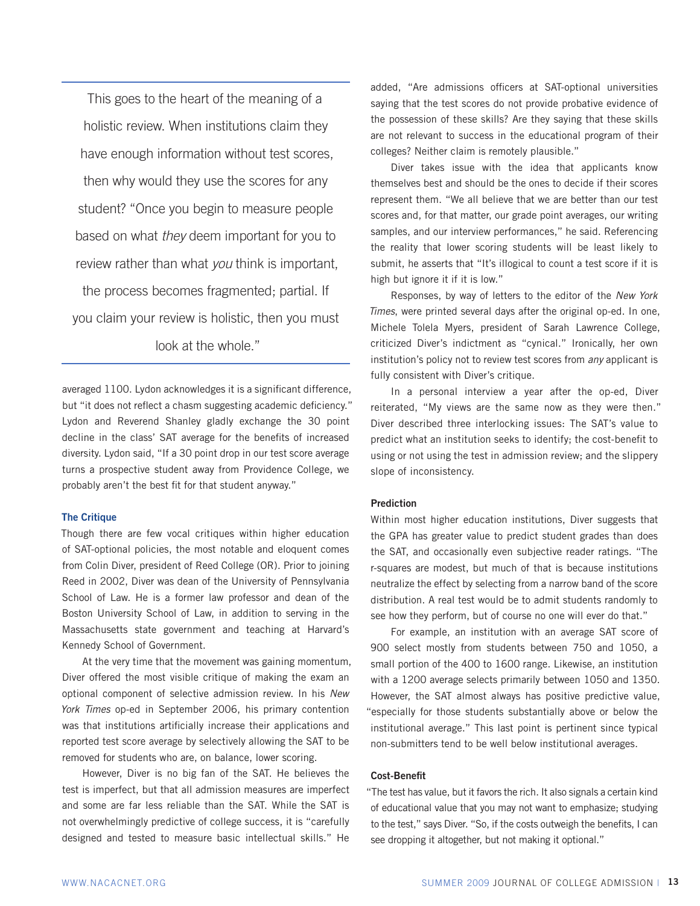> This goes to the heart of the meaning of a holistic review. When institutions claim they have enough information without test scores, then why would they use the scores for any student? "Once you begin to measure people based on what *they* deem important for you to review rather than what *you* think is important, the process becomes fragmented; partial. If you claim your review is holistic, then you must look at the whole."

averaged 1100. Lydon acknowledges it is a significant difference, but "it does not reflect a chasm suggesting academic deficiency." Lydon and Reverend Shanley gladly exchange the 30 point decline in the class' SAT average for the benefits of increased diversity. Lydon said, "If a 30 point drop in our test score average turns a prospective student away from Providence College, we probably aren't the best fit for that student anyway."

### The Critique

Though there are few vocal critiques within higher education of SAT-optional policies, the most notable and eloquent comes from Colin Diver, president of Reed College (OR). Prior to joining Reed in 2002, Diver was dean of the University of Pennsylvania School of Law. He is a former law professor and dean of the Boston University School of Law, in addition to serving in the Massachusetts state government and teaching at Harvard's Kennedy School of Government.

At the very time that the movement was gaining momentum, Diver offered the most visible critique of making the exam an optional component of selective admission review. In his *New York Times* op-ed in September 2006, his primary contention was that institutions artificially increase their applications and reported test score average by selectively allowing the SAT to be removed for students who are, on balance, lower scoring.

However, Diver is no big fan of the SAT. He believes the test is imperfect, but that all admission measures are imperfect and some are far less reliable than the SAT. While the SAT is not overwhelmingly predictive of college success, it is "carefully designed and tested to measure basic intellectual skills." He added, "Are admissions officers at SAT-optional universities saying that the test scores do not provide probative evidence of the possession of these skills? Are they saying that these skills are not relevant to success in the educational program of their colleges? Neither claim is remotely plausible."

Diver takes issue with the idea that applicants know themselves best and should be the ones to decide if their scores represent them. "We all believe that we are better than our test scores and, for that matter, our grade point averages, our writing samples, and our interview performances," he said. Referencing the reality that lower scoring students will be least likely to submit, he asserts that "It's illogical to count a test score if it is high but ignore it if it is low."

Responses, by way of letters to the editor of the *New York Times*, were printed several days after the original op-ed. In one, Michele Tolela Myers, president of Sarah Lawrence College, criticized Diver's indictment as "cynical." Ironically, her own institution's policy not to review test scores from *any* applicant is fully consistent with Diver's critique.

In a personal interview a year after the op-ed, Diver reiterated, "My views are the same now as they were then." Diver described three interlocking issues: The SAT's value to predict what an institution seeks to identify; the cost-benefit to using or not using the test in admission review; and the slippery slope of inconsistency.

#### Prediction

Within most higher education institutions, Diver suggests that the GPA has greater value to predict student grades than does the SAT, and occasionally even subjective reader ratings. "The r-squares are modest, but much of that is because institutions neutralize the effect by selecting from a narrow band of the score distribution. A real test would be to admit students randomly to see how they perform, but of course no one will ever do that."

For example, an institution with an average SAT score of 900 select mostly from students between 750 and 1050, a small portion of the 400 to 1600 range. Likewise, an institution with a 1200 average selects primarily between 1050 and 1350. However, the SAT almost always has positive predictive value, "especially for those students substantially above or below the institutional average." This last point is pertinent since typical non-submitters tend to be well below institutional averages.

#### Cost-Benefit

"The test has value, but it favors the rich. It also signals a certain kind of educational value that you may not want to emphasize; studying to the test," says Diver. "So, if the costs outweigh the benefits, I can see dropping it altogether, but not making it optional."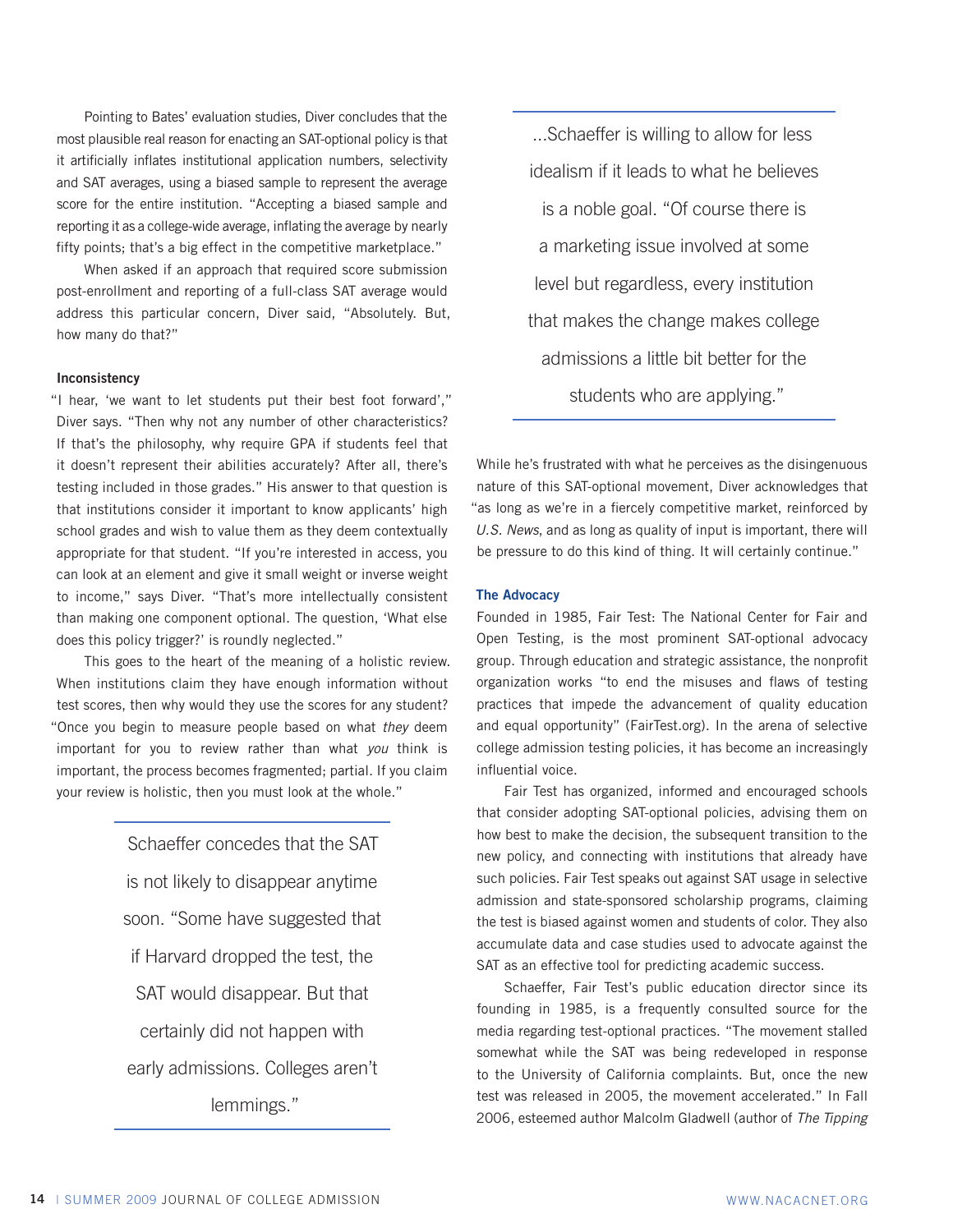Pointing to Bates' evaluation studies, Diver concludes that the most plausible real reason for enacting an SAT-optional policy is that it artificially inflates institutional application numbers, selectivity and SAT averages, using a biased sample to represent the average score for the entire institution. "Accepting a biased sample and reporting it as a college-wide average, inflating the average by nearly fifty points; that's a big effect in the competitive marketplace."

When asked if an approach that required score submission post-enrollment and reporting of a full-class SAT average would address this particular concern, Diver said, "Absolutely. But, how many do that?"

#### Inconsistency

"I hear, 'we want to let students put their best foot forward'," Diver says. "Then why not any number of other characteristics? If that's the philosophy, why require GPA if students feel that it doesn't represent their abilities accurately? After all, there's testing included in those grades." His answer to that question is that institutions consider it important to know applicants' high school grades and wish to value them as they deem contextually appropriate for that student. "If you're interested in access, you can look at an element and give it small weight or inverse weight to income," says Diver. "That's more intellectually consistent than making one component optional. The question, 'What else does this policy trigger?' is roundly neglected."

This goes to the heart of the meaning of a holistic review. When institutions claim they have enough information without test scores, then why would they use the scores for any student? "Once you begin to measure people based on what *they* deem important for you to review rather than what *you* think is important, the process becomes fragmented; partial. If you claim your review is holistic, then you must look at the whole."

> Schaeffer concedes that the SAT is not likely to disappear anytime soon. "Some have suggested that if Harvard dropped the test, the SAT would disappear. But that certainly did not happen with early admissions. Colleges aren't lemmings."

> ...Schaeffer is willing to allow for less idealism if it leads to what he believes is a noble goal. "Of course there is a marketing issue involved at some level but regardless, every institution that makes the change makes college admissions a little bit better for the students who are applying."

While he's frustrated with what he perceives as the disingenuous nature of this SAT-optional movement, Diver acknowledges that "as long as we're in a fiercely competitive market, reinforced by *U.S. News*, and as long as quality of input is important, there will be pressure to do this kind of thing. It will certainly continue."

#### The Advocacy

Founded in 1985, Fair Test: The National Center for Fair and Open Testing, is the most prominent SAT-optional advocacy group. Through education and strategic assistance, the nonprofit organization works "to end the misuses and flaws of testing practices that impede the advancement of quality education and equal opportunity" (FairTest.org). In the arena of selective college admission testing policies, it has become an increasingly influential voice.

Fair Test has organized, informed and encouraged schools that consider adopting SAT-optional policies, advising them on how best to make the decision, the subsequent transition to the new policy, and connecting with institutions that already have such policies. Fair Test speaks out against SAT usage in selective admission and state-sponsored scholarship programs, claiming the test is biased against women and students of color. They also accumulate data and case studies used to advocate against the SAT as an effective tool for predicting academic success.

Schaeffer, Fair Test's public education director since its founding in 1985, is a frequently consulted source for the media regarding test-optional practices. "The movement stalled somewhat while the SAT was being redeveloped in response to the University of California complaints. But, once the new test was released in 2005, the movement accelerated." In Fall 2006, esteemed author Malcolm Gladwell (author of *The Tipping*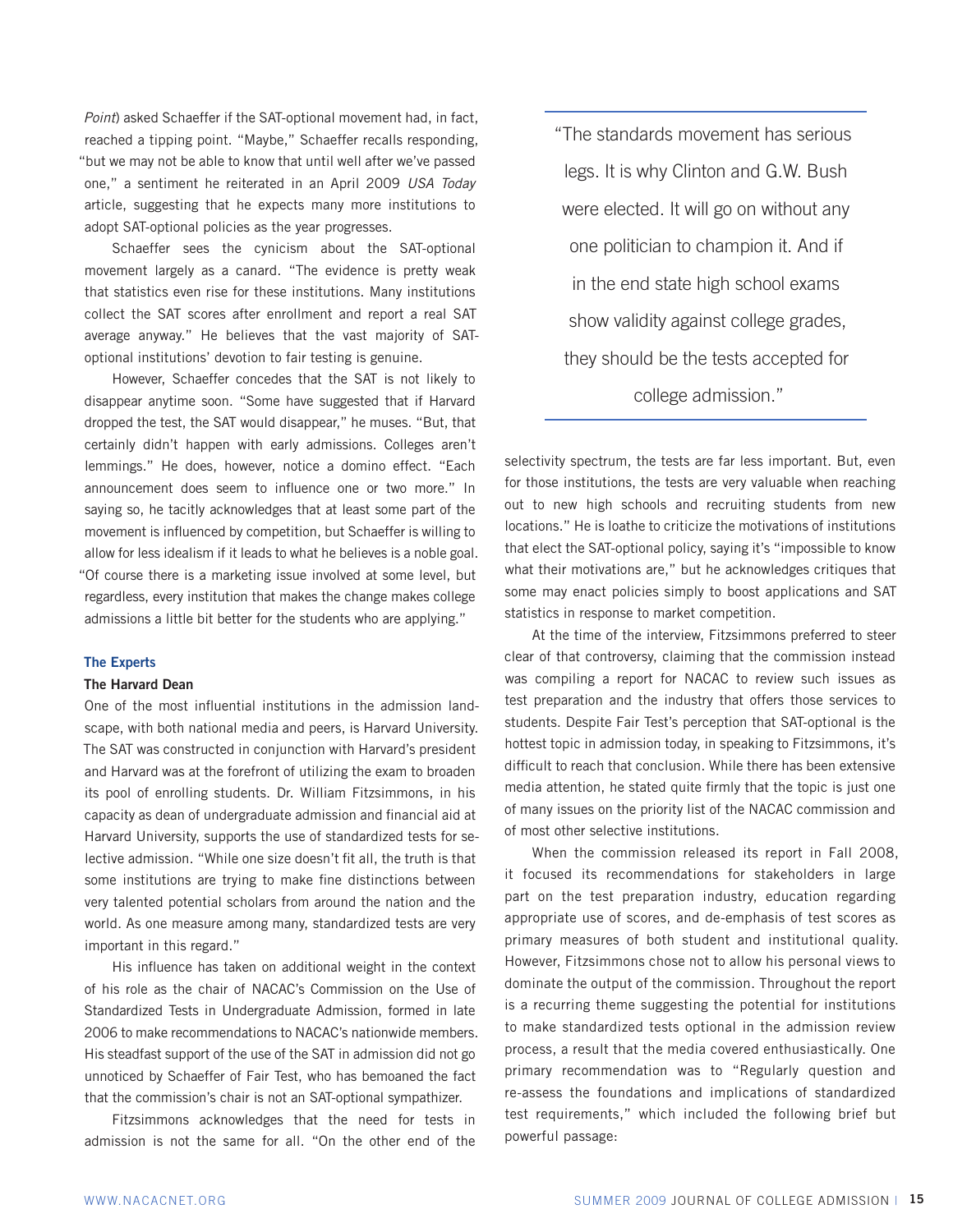*Point*) asked Schaeffer if the SAT-optional movement had, in fact, reached a tipping point. "Maybe," Schaeffer recalls responding, "but we may not be able to know that until well after we've passed one," a sentiment he reiterated in an April 2009 *USA Today* article, suggesting that he expects many more institutions to adopt SAT-optional policies as the year progresses.

Schaeffer sees the cynicism about the SAT-optional movement largely as a canard. "The evidence is pretty weak that statistics even rise for these institutions. Many institutions collect the SAT scores after enrollment and report a real SAT average anyway." He believes that the vast majority of SAT-optional institutions' devotion to fair testing is genuine.

However, Schaeffer concedes that the SAT is not likely to disappear anytime soon. "Some have suggested that if Harvard dropped the test, the SAT would disappear," he muses. "But, that certainly didn't happen with early admissions. Colleges aren't lemmings." He does, however, notice a domino effect. "Each announcement does seem to influence one or two more." In saying so, he tacitly acknowledges that at least some part of the movement is influenced by competition, but Schaeffer is willing to allow for less idealism if it leads to what he believes is a noble goal. "Of course there is a marketing issue involved at some level, but regardless, every institution that makes the change makes college admissions a little bit better for the students who are applying."

### The Experts

#### The Harvard Dean

One of the most influential institutions in the admission landscape, with both national media and peers, is Harvard University. The SAT was constructed in conjunction with Harvard's president and Harvard was at the forefront of utilizing the exam to broaden its pool of enrolling students. Dr. William Fitzsimmons, in his capacity as dean of undergraduate admission and financial aid at Harvard University, supports the use of standardized tests for selective admission. "While one size doesn't fit all, the truth is that some institutions are trying to make fine distinctions between very talented potential scholars from around the nation and the world. As one measure among many, standardized tests are very important in this regard."

His influence has taken on additional weight in the context of his role as the chair of NACAC's Commission on the Use of Standardized Tests in Undergraduate Admission, formed in late 2006 to make recommendations to NACAC's nationwide members. His steadfast support of the use of the SAT in admission did not go unnoticed by Schaeffer of Fair Test, who has bemoaned the fact that the commission's chair is not an SAT-optional sympathizer.

Fitzsimmons acknowledges that the need for tests in admission is not the same for all. "On the other end of the selectivity spectrum, the tests are far less important. But, even for those institutions, the tests are very valuable when reaching out to new high schools and recruiting students from new locations." He is loathe to criticize the motivations of institutions that elect the SAT-optional policy, saying it's "impossible to know what their motivations are," but he acknowledges critiques that some may enact policies simply to boost applications and SAT statistics in response to market competition.

> "The standards movement has serious legs. It is why Clinton and G.W. Bush were elected. It will go on without any one politician to champion it. And if in the end state high school exams show validity against college grades, they should be the tests accepted for college admission."

At the time of the interview, Fitzsimmons preferred to steer clear of that controversy, claiming that the commission instead was compiling a report for NACAC to review such issues as test preparation and the industry that offers those services to students. Despite Fair Test's perception that SAT-optional is the hottest topic in admission today, in speaking to Fitzsimmons, it's difficult to reach that conclusion. While there has been extensive media attention, he stated quite firmly that the topic is just one of many issues on the priority list of the NACAC commission and of most other selective institutions.

When the commission released its report in Fall 2008, it focused its recommendations for stakeholders in large part on the test preparation industry, education regarding appropriate use of scores, and de-emphasis of test scores as primary measures of both student and institutional quality. However, Fitzsimmons chose not to allow his personal views to dominate the output of the commission. Throughout the report is a recurring theme suggesting the potential for institutions to make standardized tests optional in the admission review process, a result that the media covered enthusiastically. One primary recommendation was to "Regularly question and re-assess the foundations and implications of standardized test requirements," which included the following brief but powerful passage: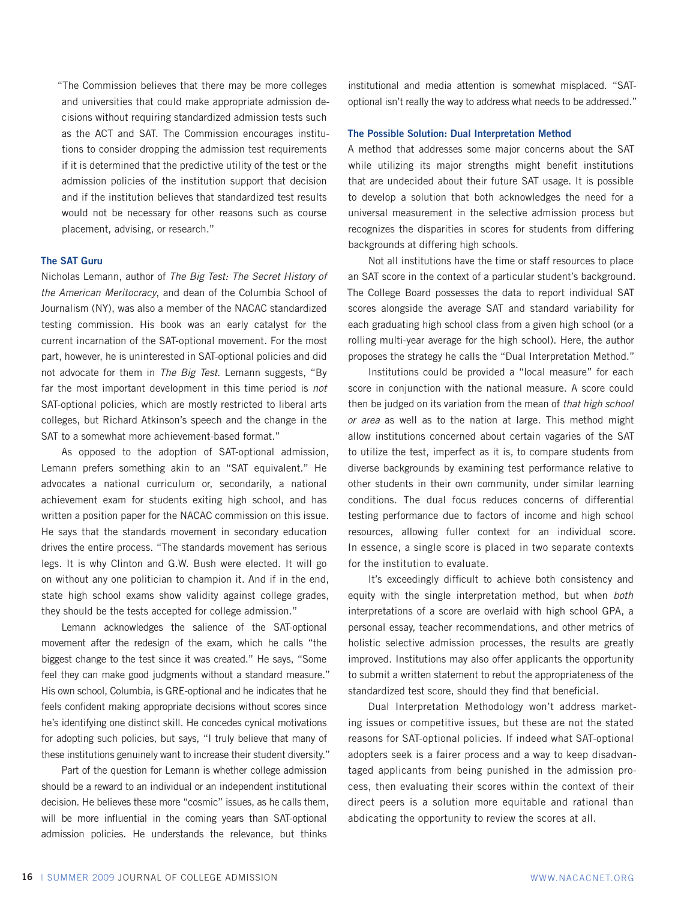"The Commission believes that there may be more colleges and universities that could make appropriate admission decisions without requiring standardized admission tests such as the ACT and SAT. The Commission encourages institutions to consider dropping the admission test requirements if it is determined that the predictive utility of the test or the admission policies of the institution support that decision and if the institution believes that standardized test results would not be necessary for other reasons such as course placement, advising, or research."

### The SAT Guru

Nicholas Lemann, author of *The Big Test: The Secret History of the American Meritocracy*, and dean of the Columbia School of Journalism (NY), was also a member of the NACAC standardized testing commission. His book was an early catalyst for the current incarnation of the SAT-optional movement. For the most part, however, he is uninterested in SAT-optional policies and did not advocate for them in *The Big Test*. Lemann suggests, "By far the most important development in this time period is *not* SAT-optional policies, which are mostly restricted to liberal arts colleges, but Richard Atkinson's speech and the change in the SAT to a somewhat more achievement-based format."

As opposed to the adoption of SAT-optional admission, Lemann prefers something akin to an "SAT equivalent." He advocates a national curriculum or, secondarily, a national achievement exam for students exiting high school, and has written a position paper for the NACAC commission on this issue. He says that the standards movement in secondary education drives the entire process. "The standards movement has serious legs. It is why Clinton and G.W. Bush were elected. It will go on without any one politician to champion it. And if in the end, state high school exams show validity against college grades, they should be the tests accepted for college admission."

Lemann acknowledges the salience of the SAT-optional movement after the redesign of the exam, which he calls "the biggest change to the test since it was created." He says, "Some feel they can make good judgments without a standard measure." His own school, Columbia, is GRE-optional and he indicates that he feels confident making appropriate decisions without scores since he's identifying one distinct skill. He concedes cynical motivations for adopting such policies, but says, "I truly believe that many of these institutions genuinely want to increase their student diversity."

Part of the question for Lemann is whether college admission should be a reward to an individual or an independent institutional decision. He believes these more "cosmic" issues, as he calls them, will be more influential in the coming years than SAT-optional admission policies. He understands the relevance, but thinks institutional and media attention is somewhat misplaced. "SAT-optional isn't really the way to address what needs to be addressed."

### The Possible Solution: Dual Interpretation Method

A method that addresses some major concerns about the SAT while utilizing its major strengths might benefit institutions that are undecided about their future SAT usage. It is possible to develop a solution that both acknowledges the need for a universal measurement in the selective admission process but recognizes the disparities in scores for students from differing backgrounds at differing high schools.

Not all institutions have the time or staff resources to place an SAT score in the context of a particular student's background. The College Board possesses the data to report individual SAT scores alongside the average SAT and standard variability for each graduating high school class from a given high school (or a rolling multi-year average for the high school). Here, the author proposes the strategy he calls the "Dual Interpretation Method."

Institutions could be provided a "local measure" for each score in conjunction with the national measure. A score could then be judged on its variation from the mean of *that high school or area* as well as to the nation at large. This method might allow institutions concerned about certain vagaries of the SAT to utilize the test, imperfect as it is, to compare students from diverse backgrounds by examining test performance relative to other students in their own community, under similar learning conditions. The dual focus reduces concerns of differential testing performance due to factors of income and high school resources, allowing fuller context for an individual score. In essence, a single score is placed in two separate contexts for the institution to evaluate.

It's exceedingly difficult to achieve both consistency and equity with the single interpretation method, but when *both* interpretations of a score are overlaid with high school GPA, a personal essay, teacher recommendations, and other metrics of holistic selective admission processes, the results are greatly improved. Institutions may also offer applicants the opportunity to submit a written statement to rebut the appropriateness of the standardized test score, should they find that beneficial.

Dual Interpretation Methodology won't address marketing issues or competitive issues, but these are not the stated reasons for SAT-optional policies. If indeed what SAT-optional adopters seek is a fairer process and a way to keep disadvantaged applicants from being punished in the admission process, then evaluating their scores within the context of their direct peers is a solution more equitable and rational than abdicating the opportunity to review the scores at all.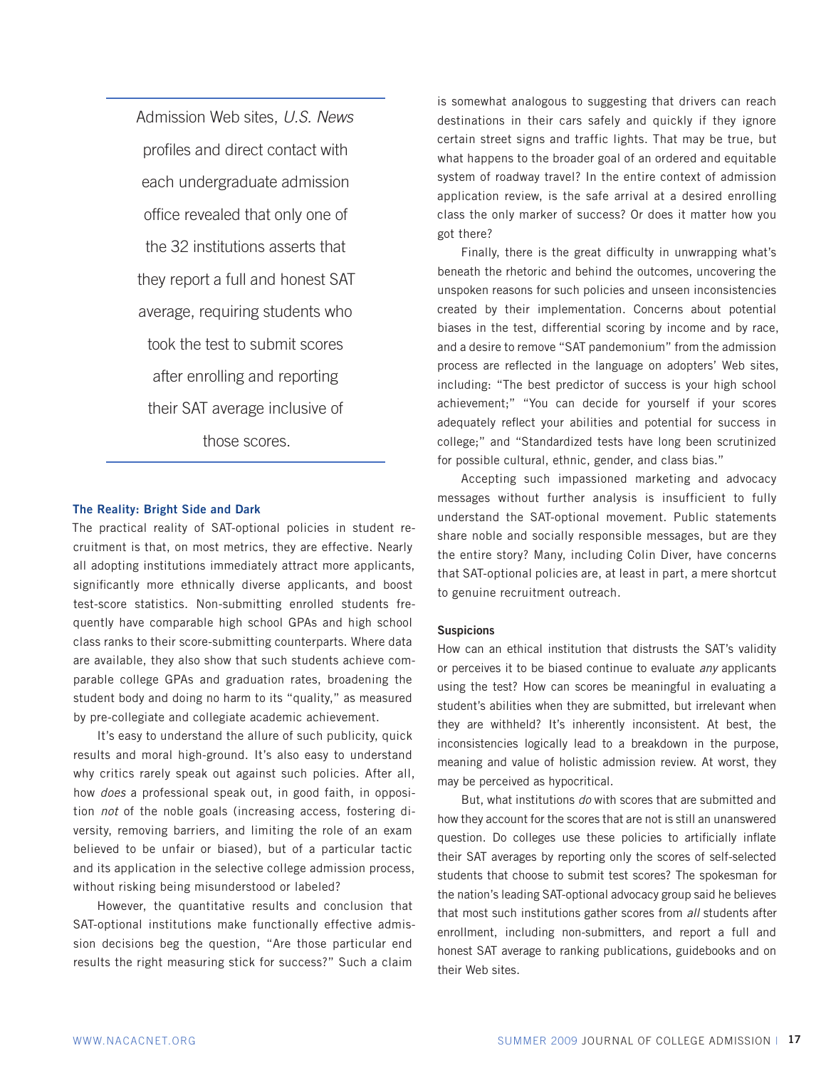> Admission Web sites, *U.S. News* profiles and direct contact with each undergraduate admission office revealed that only one of the 32 institutions asserts that they report a full and honest SAT average, requiring students who took the test to submit scores after enrolling and reporting their SAT average inclusive of those scores.

### The Reality: Bright Side and Dark

The practical reality of SAT-optional policies in student recruitment is that, on most metrics, they are effective. Nearly all adopting institutions immediately attract more applicants, significantly more ethnically diverse applicants, and boost test-score statistics. Non-submitting enrolled students frequently have comparable high school GPAs and high school class ranks to their score-submitting counterparts. Where data are available, they also show that such students achieve comparable college GPAs and graduation rates, broadening the student body and doing no harm to its "quality," as measured by pre-collegiate and collegiate academic achievement.

It's easy to understand the allure of such publicity, quick results and moral high-ground. It's also easy to understand why critics rarely speak out against such policies. After all, how *does* a professional speak out, in good faith, in opposition *not* of the noble goals (increasing access, fostering diversity, removing barriers, and limiting the role of an exam believed to be unfair or biased), but of a particular tactic and its application in the selective college admission process, without risking being misunderstood or labeled?

However, the quantitative results and conclusion that SAT-optional institutions make functionally effective admission decisions beg the question, "Are those particular end results the right measuring stick for success?" Such a claim is somewhat analogous to suggesting that drivers can reach destinations in their cars safely and quickly if they ignore certain street signs and traffic lights. That may be true, but what happens to the broader goal of an ordered and equitable system of roadway travel? In the entire context of admission application review, is the safe arrival at a desired enrolling class the only marker of success? Or does it matter how you got there?

Finally, there is the great difficulty in unwrapping what's beneath the rhetoric and behind the outcomes, uncovering the unspoken reasons for such policies and unseen inconsistencies created by their implementation. Concerns about potential biases in the test, differential scoring by income and by race, and a desire to remove "SAT pandemonium" from the admission process are reflected in the language on adopters' Web sites, including: "The best predictor of success is your high school achievement;" "You can decide for yourself if your scores adequately reflect your abilities and potential for success in college;" and "Standardized tests have long been scrutinized for possible cultural, ethnic, gender, and class bias."

Accepting such impassioned marketing and advocacy messages without further analysis is insufficient to fully understand the SAT-optional movement. Public statements share noble and socially responsible messages, but are they the entire story? Many, including Colin Diver, have concerns that SAT-optional policies are, at least in part, a mere shortcut to genuine recruitment outreach.

### Suspicions

How can an ethical institution that distrusts the SAT's validity or perceives it to be biased continue to evaluate *any* applicants using the test? How can scores be meaningful in evaluating a student's abilities when they are submitted, but irrelevant when they are withheld? It's inherently inconsistent. At best, the inconsistencies logically lead to a breakdown in the purpose, meaning and value of holistic admission review. At worst, they may be perceived as hypocritical.

But, what institutions *do* with scores that are submitted and how they account for the scores that are not is still an unanswered question. Do colleges use these policies to artificially inflate their SAT averages by reporting only the scores of self-selected students that choose to submit test scores? The spokesman for the nation's leading SAT-optional advocacy group said he believes that most such institutions gather scores from *all* students after enrollment, including non-submitters, and report a full and honest SAT average to ranking publications, guidebooks and on their Web sites.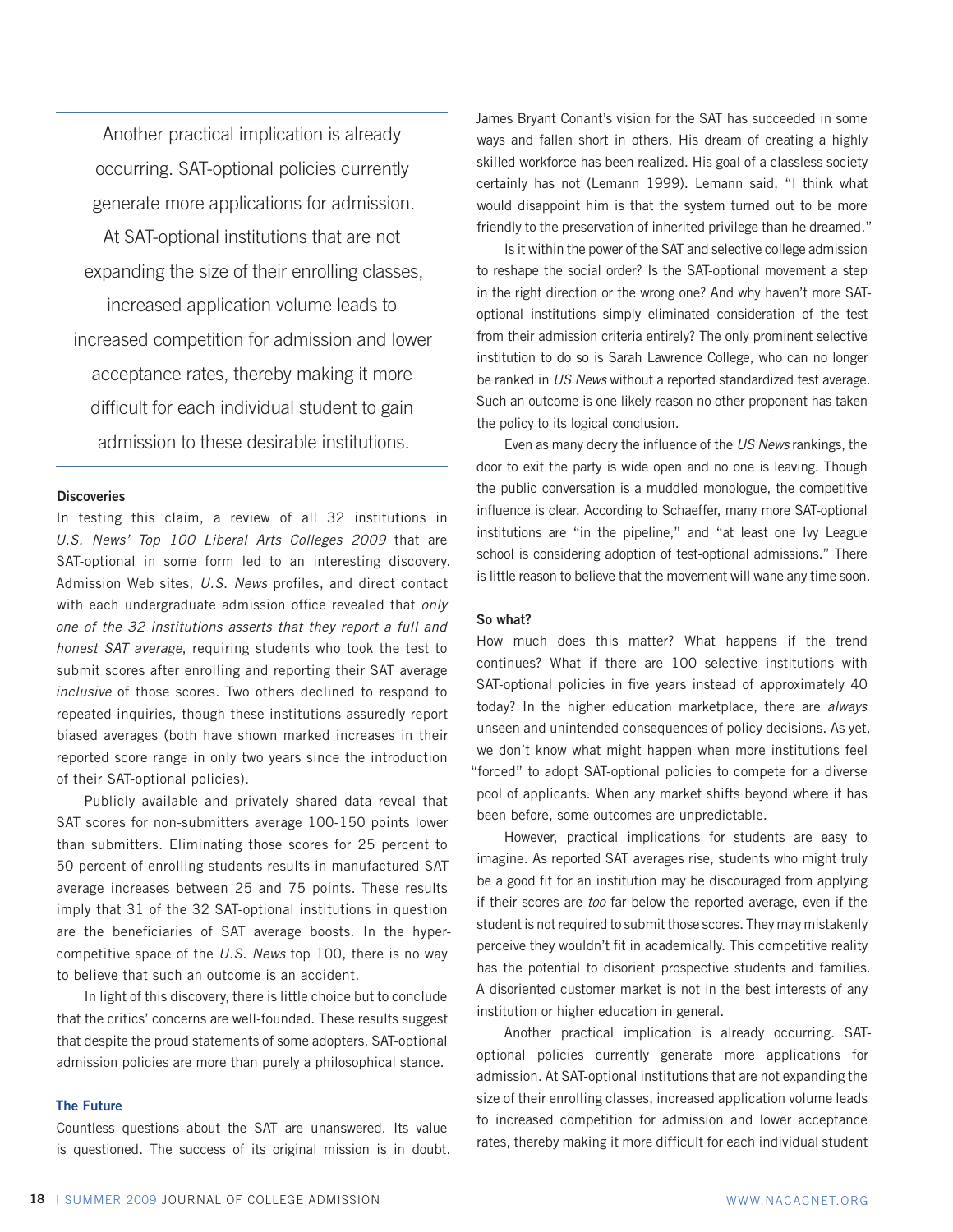Another practical implication is already occurring. SAT-optional policies currently generate more applications for admission. At SAT-optional institutions that are not expanding the size of their enrolling classes, increased application volume leads to increased competition for admission and lower acceptance rates, thereby making it more difficult for each individual student to gain admission to these desirable institutions.

### Discoveries

In testing this claim, a review of all 32 institutions in *U.S. News' Top 100 Liberal Arts Colleges 2009* that are SAT-optional in some form led to an interesting discovery. Admission Web sites, *U.S. News* profiles, and direct contact with each undergraduate admission office revealed that *only one of the 32 institutions asserts that they report a full and honest SAT average*, requiring students who took the test to submit scores after enrolling and reporting their SAT average *inclusive* of those scores. Two others declined to respond to repeated inquiries, though these institutions assuredly report biased averages (both have shown marked increases in their reported score range in only two years since the introduction of their SAT-optional policies).

Publicly available and privately shared data reveal that SAT scores for non-submitters average 100-150 points lower than submitters. Eliminating those scores for 25 percent to 50 percent of enrolling students results in manufactured SAT average increases between 25 and 75 points. These results imply that 31 of the 32 SAT-optional institutions in question are the beneficiaries of SAT average boosts. In the hyper-competitive space of the *U.S. News* top 100, there is no way to believe that such an outcome is an accident.

In light of this discovery, there is little choice but to conclude that the critics' concerns are well-founded. These results suggest that despite the proud statements of some adopters, SAT-optional admission policies are more than purely a philosophical stance.

### The Future

Countless questions about the SAT are unanswered. Its value is questioned. The success of its original mission is in doubt. James Bryant Conant's vision for the SAT has succeeded in some ways and fallen short in others. His dream of creating a highly skilled workforce has been realized. His goal of a classless society certainly has not (Lemann 1999). Lemann said, "I think what would disappoint him is that the system turned out to be more friendly to the preservation of inherited privilege than he dreamed."

Is it within the power of the SAT and selective college admission to reshape the social order? Is the SAT-optional movement a step in the right direction or the wrong one? And why haven't more SAT-optional institutions simply eliminated consideration of the test from their admission criteria entirely? The only prominent selective institution to do so is Sarah Lawrence College, who can no longer be ranked in *US News* without a reported standardized test average. Such an outcome is one likely reason no other proponent has taken the policy to its logical conclusion.

Even as many decry the influence of the *US News* rankings, the door to exit the party is wide open and no one is leaving. Though the public conversation is a muddled monologue, the competitive influence is clear. According to Schaeffer, many more SAT-optional institutions are "in the pipeline," and "at least one Ivy League school is considering adoption of test-optional admissions." There is little reason to believe that the movement will wane any time soon.

### So what?

How much does this matter? What happens if the trend continues? What if there are 100 selective institutions with SAT-optional policies in five years instead of approximately 40 today? In the higher education marketplace, there are *always* unseen and unintended consequences of policy decisions. As yet, we don't know what might happen when more institutions feel "forced" to adopt SAT-optional policies to compete for a diverse pool of applicants. When any market shifts beyond where it has been before, some outcomes are unpredictable.

However, practical implications for students are easy to imagine. As reported SAT averages rise, students who might truly be a good fit for an institution may be discouraged from applying if their scores are *too* far below the reported average, even if the student is not required to submit those scores. They may mistakenly perceive they wouldn't fit in academically. This competitive reality has the potential to disorient prospective students and families. A disoriented customer market is not in the best interests of any institution or higher education in general.

Another practical implication is already occurring. SAT-optional policies currently generate more applications for admission. At SAT-optional institutions that are not expanding the size of their enrolling classes, increased application volume leads to increased competition for admission and lower acceptance rates, thereby making it more difficult for each individual student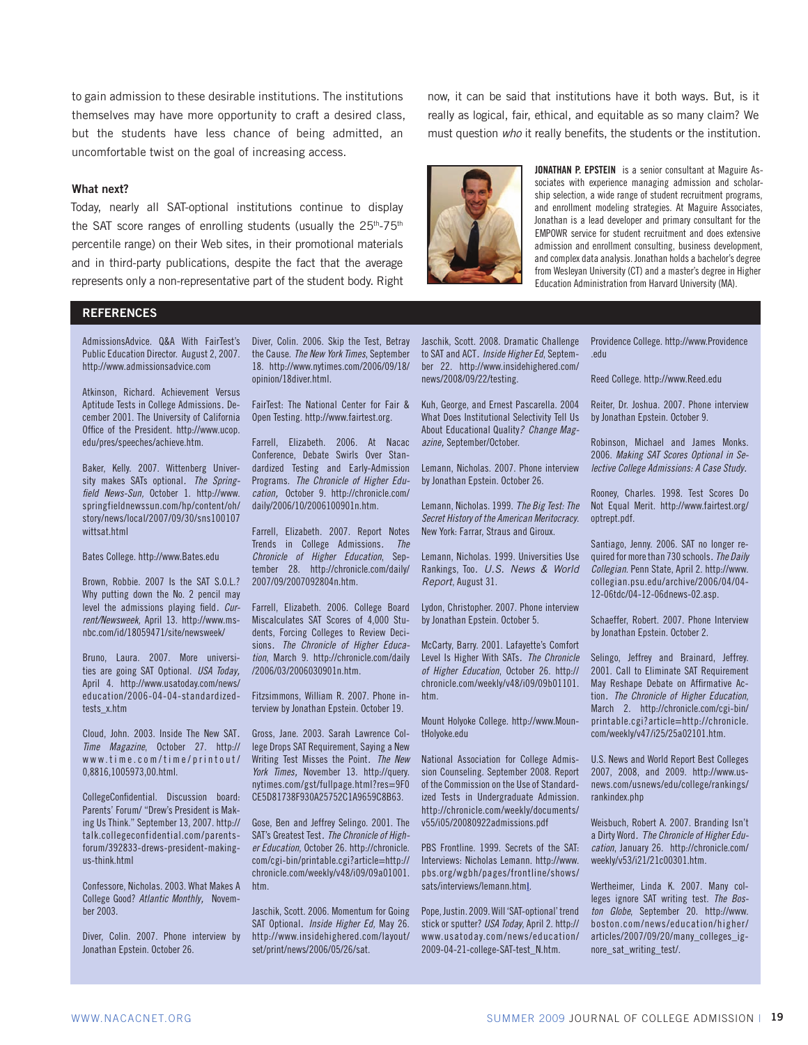to gain admission to these desirable institutions. The institutions themselves may have more opportunity to craft a desired class, but the students have less chance of being admitted, an uncomfortable twist on the goal of increasing access.

### What next?

Today, nearly all SAT-optional institutions continue to display the SAT score ranges of enrolling students (usually the 25th-75th percentile range) on their Web sites, in their promotional materials and in third-party publications, despite the fact that the average represents only a non-representative part of the student body. Right now, it can be said that institutions have it both ways. But, is it really as logical, fair, ethical, and equitable as so many claim? We must question *who* it really benefits, the students or the institution.

**JONATHAN P. EPSTEIN** is a senior consultant at Maguire Associates with experience managing admission and scholarship selection, a wide range of student recruitment programs, and enrollment modeling strategies. At Maguire Associates, Jonathan is a lead developer and primary consultant for the EMPOWR service for student recruitment and does extensive admission and enrollment consulting, business development, and complex data analysis. Jonathan holds a bachelor's degree from Wesleyan University (CT) and a master's degree in Higher Education Administration from Harvard University (MA).

## REFERENCES

AdmissionsAdvice. Q&A With FairTest's Public Education Director. August 2, 2007. http://www.admissionsadvice.com

Atkinson, Richard. Achievement Versus Aptitude Tests in College Admissions. December 2001. The University of California Office of the President. http://www.ucop.edu/pres/speeches/achieve.htm.

Baker, Kelly. 2007. Wittenberg University makes SATs optional. *The Springfield News-Sun,* October 1. http://www.springfieldnewssun.com/hp/content/oh/story/news/local/2007/09/30/sns100107wittsat.html

Bates College. http://www.Bates.edu

Brown, Robbie. 2007 Is the SAT S.O.L.? Why putting down the No. 2 pencil may level the admissions playing field. *Current/Newsweek*, April 13. http://www.msnbc.com/id/18059471/site/newsweek/

Bruno, Laura. 2007. More universities are going SAT Optional. *USA Today*, April 4. http://www.usatoday.com/news/education/2006-04-04-standardized-tests_x.htm

Cloud, John. 2003. Inside The New SAT. *Time Magazine*, October 27. http://www.time.com/time/printout/0,8816,1005973,00.html.

CollegeConfidential. Discussion board: Parents' Forum/ "Drew's President is Making Us Think." September 13, 2007. http://talk.collegeconfidential.com/parents-forum/392833-drews-president-making-us-think.html

Confessore, Nicholas. 2003. What Makes A College Good? *Atlantic Monthly*, November 2003.

Diver, Colin. 2007. Phone interview by Jonathan Epstein. October 26.

Diver, Colin. 2006. Skip the Test, Betray the Cause. *The New York Times*, September 18. http://www.nytimes.com/2006/09/18/opinion/18diver.html.

FairTest: The National Center for Fair & Open Testing. http://www.fairtest.org.

Farrell, Elizabeth. 2006. At Nacac Conference, Debate Swirls Over Standardized Testing and Early-Admission Programs. *The Chronicle of Higher Education,* October 9. http://chronicle.com/daily/2006/10/2006100901n.htm.

Farrell, Elizabeth. 2007. Report Notes Trends in College Admissions. *The Chronicle of Higher Education*, September 28. http://chronicle.com/daily/2007/09/2007092804n.htm.

Farrell, Elizabeth. 2006. College Board Miscalculates SAT Scores of 4,000 Students, Forcing Colleges to Review Decisions. *The Chronicle of Higher Education*, March 9. http://chronicle.com/daily/2006/03/2006030901n.htm.

Fitzsimmons, William R. 2007. Phone interview by Jonathan Epstein. October 19.

Gross, Jane. 2003. Sarah Lawrence College Drops SAT Requirement, Saying a New Writing Test Misses the Point. *The New York Times,* November 13. http://query.nytimes.com/gst/fullpage.html?res=9F0CE5D81738F930A25752C1A9659C8B63.

Gose, Ben and Jeffrey Selingo. 2001. The SAT's Greatest Test. *The Chronicle of Higher Education*, October 26. http://chronicle.com/cgi-bin/printable.cgi?article=http://chronicle.com/weekly/v48/i09/09a01001.htm.

Jaschik, Scott. 2006. Momentum for Going SAT Optional. *Inside Higher Ed*, May 26. http://www.insidehighered.com/layout/set/print/news/2006/05/26/sat.

Jaschik, Scott. 2008. Dramatic Challenge to SAT and ACT. *Inside Higher Ed*, September 22. http://www.insidehighered.com/news/2008/09/22/testing.

Kuh, George, and Ernest Pascarella. 2004 What Does Institutional Selectivity Tell Us About Educational Quality*? Change Magazine,* September/October.

Lemann, Nicholas. 2007. Phone interview by Jonathan Epstein. October 26.

Lemann, Nicholas. 1999. *The Big Test: The Secret History of the American Meritocracy.* New York: Farrar, Straus and Giroux.

Lemann, Nicholas. 1999. Universities Use Rankings, Too. *U.S. News & World Report*, August 31.

Lydon, Christopher. 2007. Phone interview by Jonathan Epstein. October 5.

McCarty, Barry. 2001. Lafayette's Comfort Level Is Higher With SATs. *The Chronicle of Higher Education*, October 26. http://chronicle.com/weekly/v48/i09/09b01101.htm.

Mount Holyoke College. http://www.MountHolyoke.edu

National Association for College Admission Counseling. September 2008. Report of the Commission on the Use of Standardized Tests in Undergraduate Admission. http://chronicle.com/weekly/documents/v55/i05/20080922admissions.pdf

PBS Frontline. 1999. Secrets of the SAT: Interviews: Nicholas Lemann. http://www.pbs.org/wgbh/pages/frontline/shows/sats/interviews/lemann.html.

Pope, Justin. 2009. Will 'SAT-optional' trend stick or sputter? *USA Today*, April 2. http://www.usatoday.com/news/education/2009-04-21-college-SAT-test_N.htm.

Providence College. http://www.Providence.edu

Reed College. http://www.Reed.edu

Reiter, Dr. Joshua. 2007. Phone interview by Jonathan Epstein. October 9.

Robinson, Michael and James Monks. 2006. *Making SAT Scores Optional in Selective College Admissions: A Case Study.*

Rooney, Charles. 1998. Test Scores Do Not Equal Merit. http://www.fairtest.org/optrept.pdf.

Santiago, Jenny. 2006. SAT no longer required for more than 730 schools. *The Daily Collegian.* Penn State, April 2. http://www.collegian.psu.edu/archive/2006/04/04-12-06tdc/04-12-06dnews-02.asp.

Schaeffer, Robert. 2007. Phone Interview by Jonathan Epstein. October 2.

Selingo, Jeffrey and Brainard, Jeffrey. 2001. Call to Eliminate SAT Requirement May Reshape Debate on Affirmative Action. *The Chronicle of Higher Education*, March 2. http://chronicle.com/cgi-bin/printable.cgi?article=http://chronicle.com/weekly/v47/i25/25a02101.htm.

U.S. News and World Report Best Colleges 2007, 2008, and 2009. http://www.usnews.com/usnews/edu/college/rankings/rankindex.php

Weisbuch, Robert A. 2007. Branding Isn't a Dirty Word. *The Chronicle of Higher Education*, January 26. http://chronicle.com/weekly/v53/i21/21c00301.htm.

Wertheimer, Linda K. 2007. Many colleges ignore SAT writing test. *The Boston Globe*, September 20. http://www.boston.com/news/education/higher/articles/2007/09/20/many_colleges_ignore_sat_writing_test/.